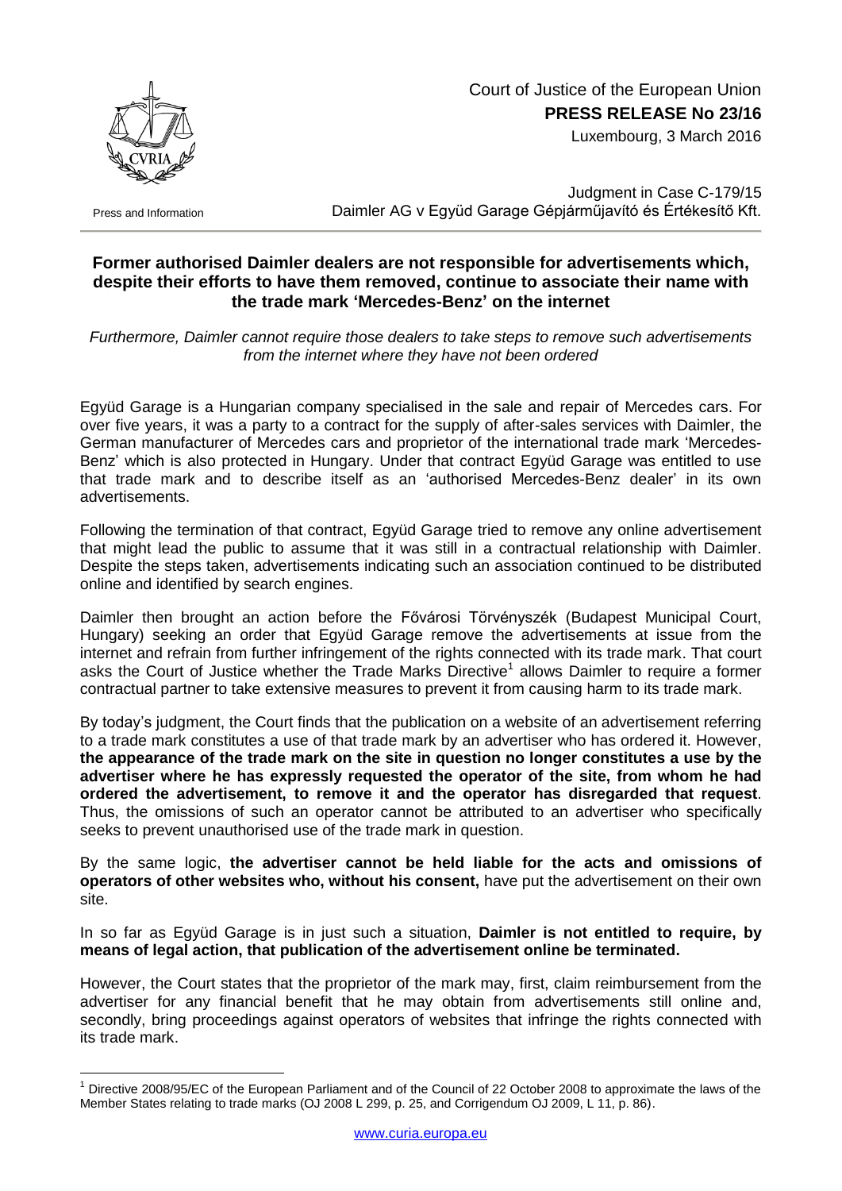Court of Justice of the European Union
**PRESS RELEASE No 23/16**
Luxembourg, 3 March 2016

Press and Information

Judgment in Case C-179/15
Daimler AG v Együd Garage Gépjárműjavító és Értékesítő Kft.

## Former authorised Daimler dealers are not responsible for advertisements which, despite their efforts to have them removed, continue to associate their name with the trade mark 'Mercedes-Benz' on the internet

*Furthermore, Daimler cannot require those dealers to take steps to remove such advertisements from the internet where they have not been ordered*

Együd Garage is a Hungarian company specialised in the sale and repair of Mercedes cars. For over five years, it was a party to a contract for the supply of after-sales services with Daimler, the German manufacturer of Mercedes cars and proprietor of the international trade mark 'Mercedes-Benz' which is also protected in Hungary. Under that contract Együd Garage was entitled to use that trade mark and to describe itself as an 'authorised Mercedes-Benz dealer' in its own advertisements.

Following the termination of that contract, Együd Garage tried to remove any online advertisement that might lead the public to assume that it was still in a contractual relationship with Daimler. Despite the steps taken, advertisements indicating such an association continued to be distributed online and identified by search engines.

Daimler then brought an action before the Fővárosi Törvényszék (Budapest Municipal Court, Hungary) seeking an order that Együd Garage remove the advertisements at issue from the internet and refrain from further infringement of the rights connected with its trade mark. That court asks the Court of Justice whether the Trade Marks Directive[1] allows Daimler to require a former contractual partner to take extensive measures to prevent it from causing harm to its trade mark.

By today's judgment, the Court finds that the publication on a website of an advertisement referring to a trade mark constitutes a use of that trade mark by an advertiser who has ordered it. However, **the appearance of the trade mark on the site in question no longer constitutes a use by the advertiser where he has expressly requested the operator of the site, from whom he had ordered the advertisement, to remove it and the operator has disregarded that request**. Thus, the omissions of such an operator cannot be attributed to an advertiser who specifically seeks to prevent unauthorised use of the trade mark in question.

By the same logic, **the advertiser cannot be held liable for the acts and omissions of operators of other websites who, without his consent,** have put the advertisement on their own site.

In so far as Együd Garage is in just such a situation, **Daimler is not entitled to require, by means of legal action, that publication of the advertisement online be terminated.**

However, the Court states that the proprietor of the mark may, first, claim reimbursement from the advertiser for any financial benefit that he may obtain from advertisements still online and, secondly, bring proceedings against operators of websites that infringe the rights connected with its trade mark.

---

[1] Directive 2008/95/EC of the European Parliament and of the Council of 22 October 2008 to approximate the laws of the Member States relating to trade marks (OJ 2008 L 299, p. 25, and Corrigendum OJ 2009, L 11, p. 86).

www.curia.europa.eu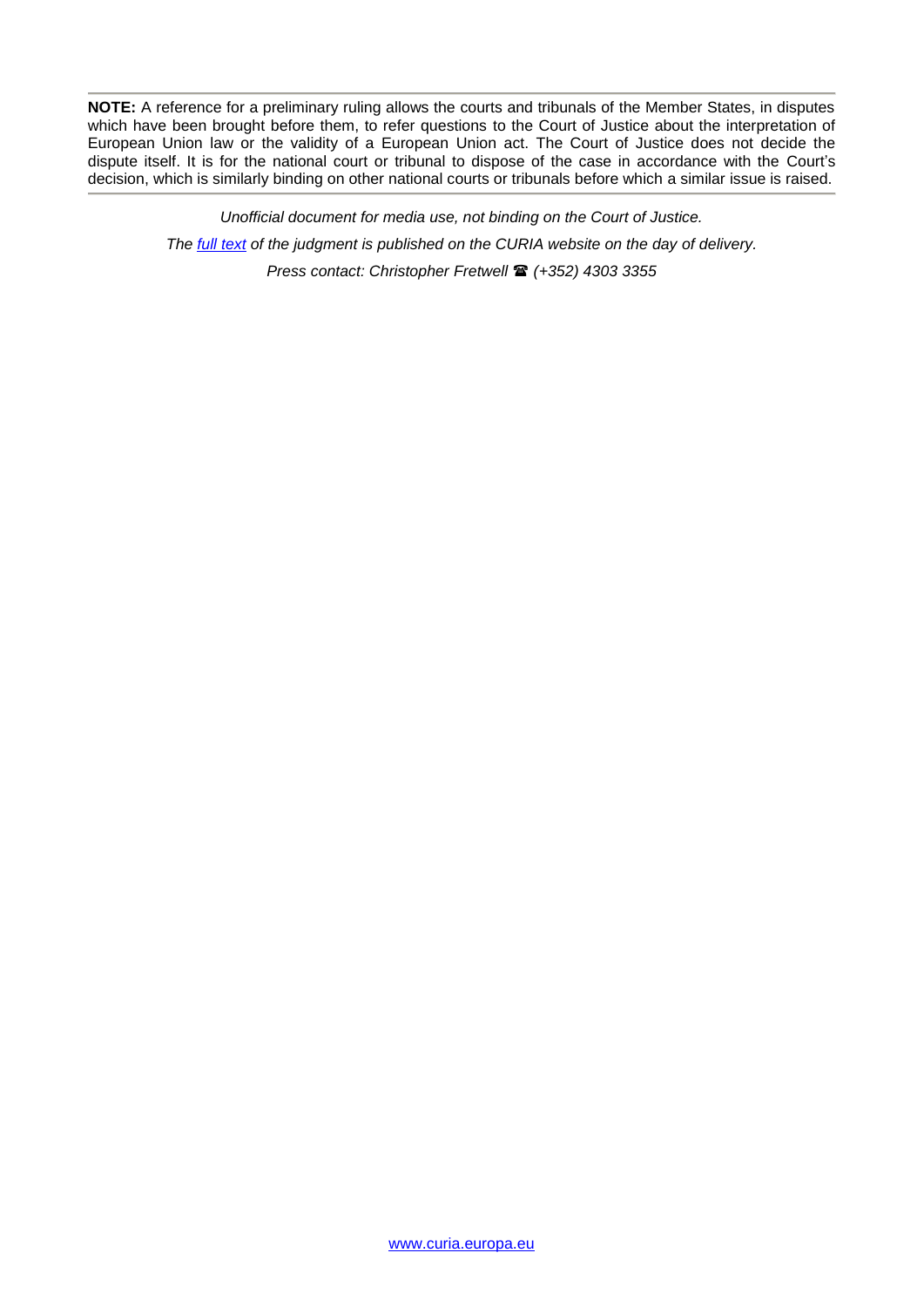**NOTE:** A reference for a preliminary ruling allows the courts and tribunals of the Member States, in disputes which have been brought before them, to refer questions to the Court of Justice about the interpretation of European Union law or the validity of a European Union act. The Court of Justice does not decide the dispute itself. It is for the national court or tribunal to dispose of the case in accordance with the Court's decision, which is similarly binding on other national courts or tribunals before which a similar issue is raised.

*Unofficial document for media use, not binding on the Court of Justice.*

*The [full text](#) of the judgment is published on the CURIA website on the day of delivery.*

*Press contact: Christopher Fretwell ☎ (+352) 4303 3355*

[www.curia.europa.eu](http://www.curia.europa.eu)